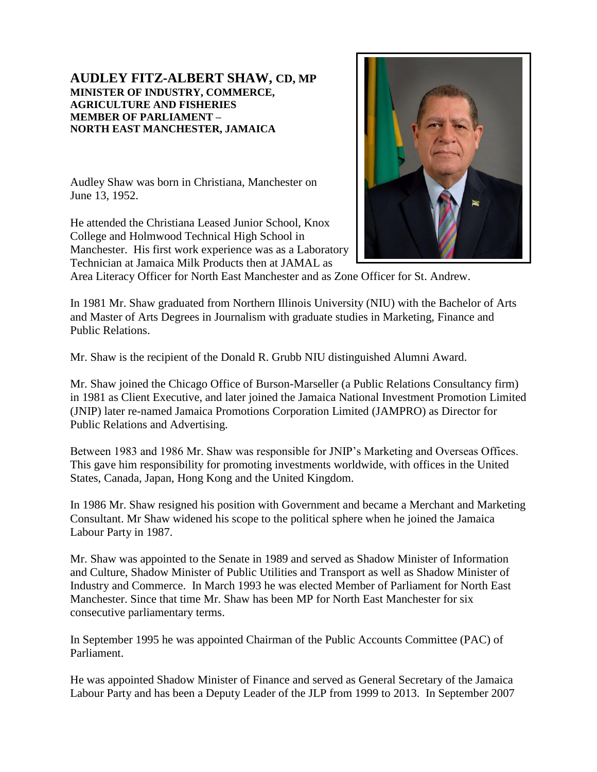# AUDLEY FITZ-ALBERT SHAW, CD, MP

**MINISTER OF INDUSTRY, COMMERCE, AGRICULTURE AND FISHERIES**
**MEMBER OF PARLIAMENT – NORTH EAST MANCHESTER, JAMAICA**

Audley Shaw was born in Christiana, Manchester on June 13, 1952.

He attended the Christiana Leased Junior School, Knox College and Holmwood Technical High School in Manchester. His first work experience was as a Laboratory Technician at Jamaica Milk Products then at JAMAL as Area Literacy Officer for North East Manchester and as Zone Officer for St. Andrew.

In 1981 Mr. Shaw graduated from Northern Illinois University (NIU) with the Bachelor of Arts and Master of Arts Degrees in Journalism with graduate studies in Marketing, Finance and Public Relations.

Mr. Shaw is the recipient of the Donald R. Grubb NIU distinguished Alumni Award.

Mr. Shaw joined the Chicago Office of Burson-Marseller (a Public Relations Consultancy firm) in 1981 as Client Executive, and later joined the Jamaica National Investment Promotion Limited (JNIP) later re-named Jamaica Promotions Corporation Limited (JAMPRO) as Director for Public Relations and Advertising.

Between 1983 and 1986 Mr. Shaw was responsible for JNIP's Marketing and Overseas Offices. This gave him responsibility for promoting investments worldwide, with offices in the United States, Canada, Japan, Hong Kong and the United Kingdom.

In 1986 Mr. Shaw resigned his position with Government and became a Merchant and Marketing Consultant. Mr Shaw widened his scope to the political sphere when he joined the Jamaica Labour Party in 1987.

Mr. Shaw was appointed to the Senate in 1989 and served as Shadow Minister of Information and Culture, Shadow Minister of Public Utilities and Transport as well as Shadow Minister of Industry and Commerce. In March 1993 he was elected Member of Parliament for North East Manchester. Since that time Mr. Shaw has been MP for North East Manchester for six consecutive parliamentary terms.

In September 1995 he was appointed Chairman of the Public Accounts Committee (PAC) of Parliament.

He was appointed Shadow Minister of Finance and served as General Secretary of the Jamaica Labour Party and has been a Deputy Leader of the JLP from 1999 to 2013. In September 2007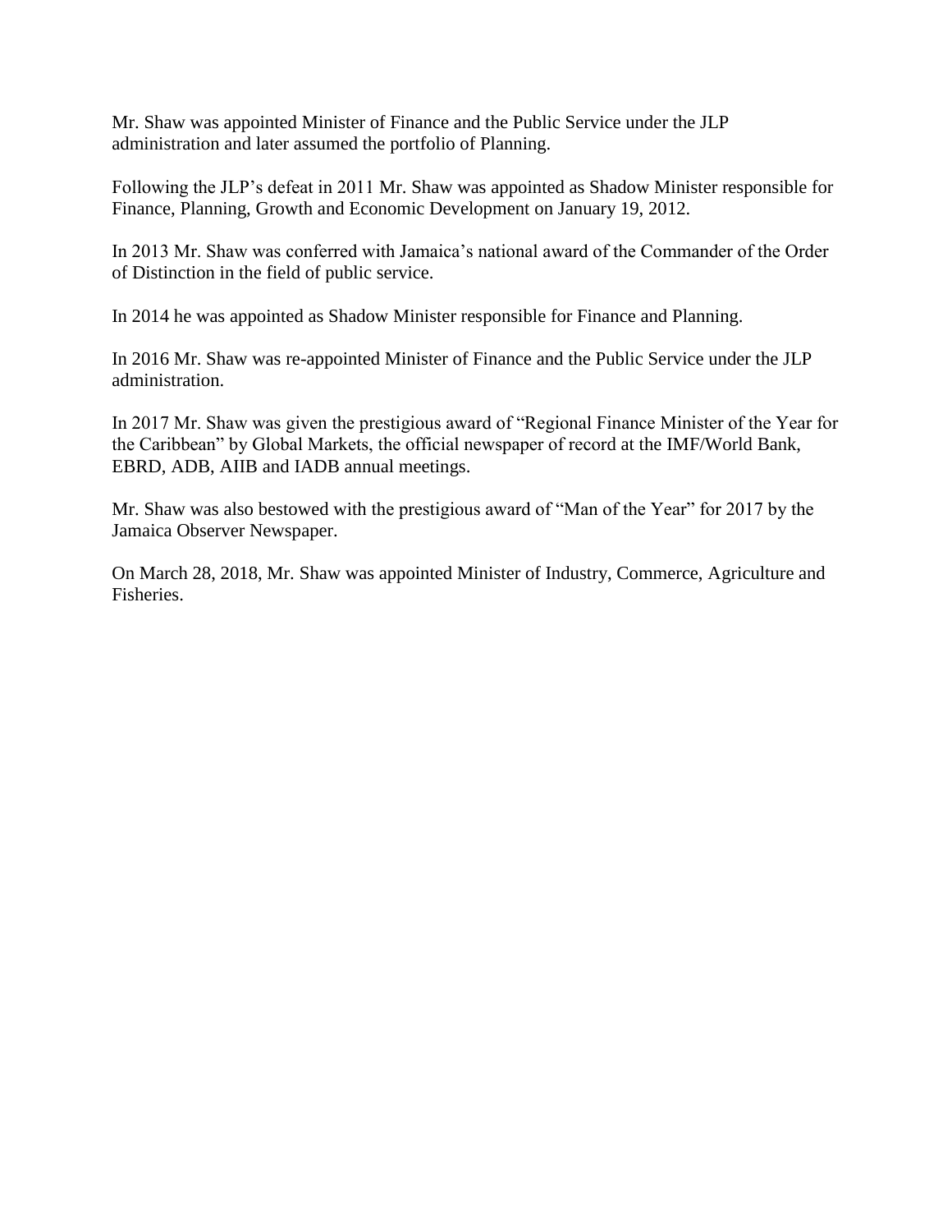Mr. Shaw was appointed Minister of Finance and the Public Service under the JLP administration and later assumed the portfolio of Planning.

Following the JLP's defeat in 2011 Mr. Shaw was appointed as Shadow Minister responsible for Finance, Planning, Growth and Economic Development on January 19, 2012.

In 2013 Mr. Shaw was conferred with Jamaica's national award of the Commander of the Order of Distinction in the field of public service.

In 2014 he was appointed as Shadow Minister responsible for Finance and Planning.

In 2016 Mr. Shaw was re-appointed Minister of Finance and the Public Service under the JLP administration.

In 2017 Mr. Shaw was given the prestigious award of "Regional Finance Minister of the Year for the Caribbean" by Global Markets, the official newspaper of record at the IMF/World Bank, EBRD, ADB, AIIB and IADB annual meetings.

Mr. Shaw was also bestowed with the prestigious award of "Man of the Year" for 2017 by the Jamaica Observer Newspaper.

On March 28, 2018, Mr. Shaw was appointed Minister of Industry, Commerce, Agriculture and Fisheries.